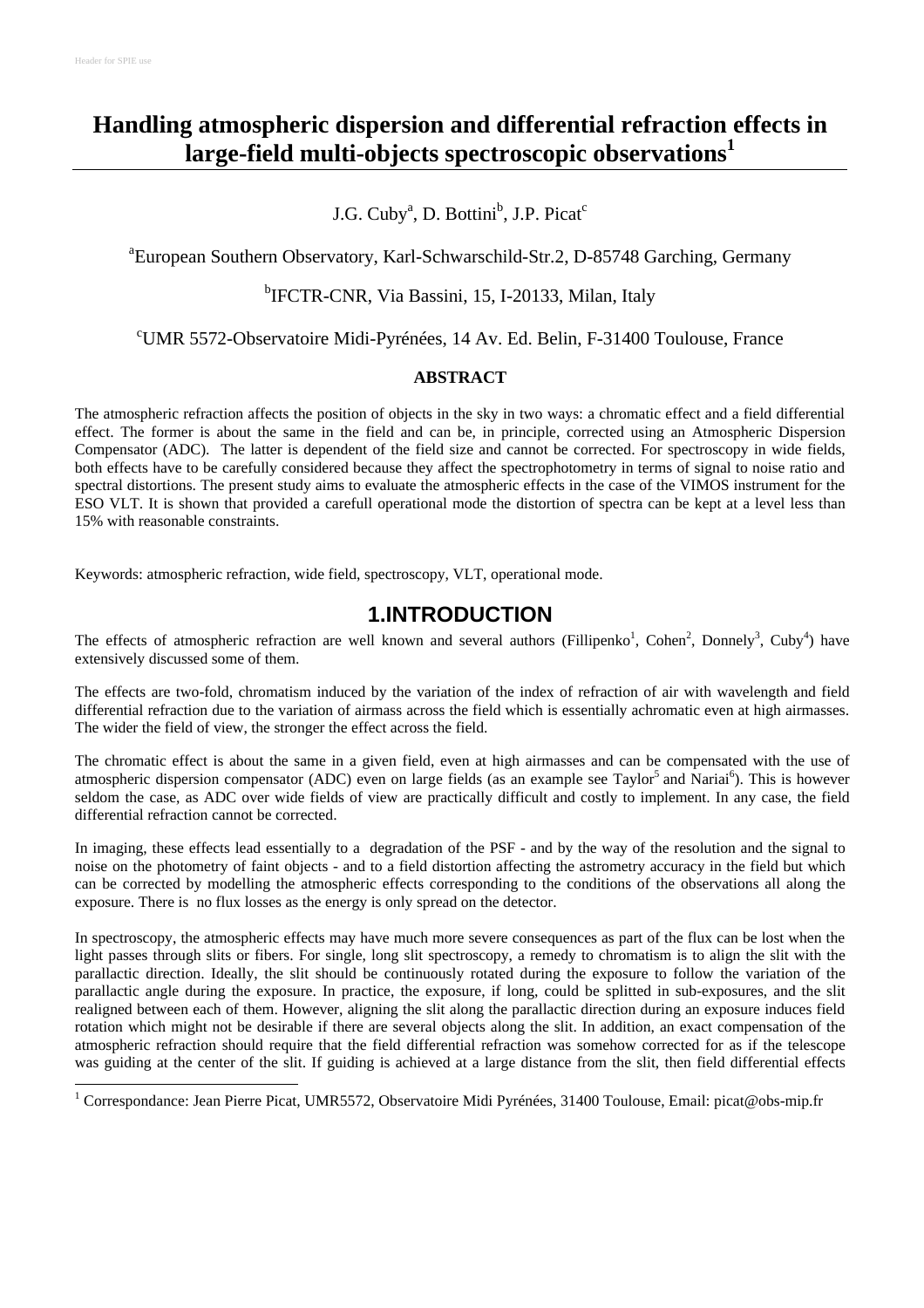# Handling atmospheric dispersion and differential refraction effects in large-field multi-objects spectroscopic observations[1]

J.G. Cuby[a], D. Bottini[b], J.P. Picat[c]

[a]European Southern Observatory, Karl-Schwarschild-Str.2, D-85748 Garching, Germany

[b]IFCTR-CNR, Via Bassini, 15, I-20133, Milan, Italy

[c]UMR 5572-Observatoire Midi-Pyrénées, 14 Av. Ed. Belin, F-31400 Toulouse, France

## ABSTRACT

The atmospheric refraction affects the position of objects in the sky in two ways: a chromatic effect and a field differential effect. The former is about the same in the field and can be, in principle, corrected using an Atmospheric Dispersion Compensator (ADC). The latter is dependent of the field size and cannot be corrected. For spectroscopy in wide fields, both effects have to be carefully considered because they affect the spectrophotometry in terms of signal to noise ratio and spectral distortions. The present study aims to evaluate the atmospheric effects in the case of the VIMOS instrument for the ESO VLT. It is shown that provided a carefull operational mode the distortion of spectra can be kept at a level less than 15% with reasonable constraints.

Keywords: atmospheric refraction, wide field, spectroscopy, VLT, operational mode.

## 1.INTRODUCTION

The effects of atmospheric refraction are well known and several authors (Fillipenko[1], Cohen[2], Donnely[3], Cuby[4]) have extensively discussed some of them.

The effects are two-fold, chromatism induced by the variation of the index of refraction of air with wavelength and field differential refraction due to the variation of airmass across the field which is essentially achromatic even at high airmasses. The wider the field of view, the stronger the effect across the field.

The chromatic effect is about the same in a given field, even at high airmasses and can be compensated with the use of atmospheric dispersion compensator (ADC) even on large fields (as an example see Taylor[5] and Nariai[6]). This is however seldom the case, as ADC over wide fields of view are practically difficult and costly to implement. In any case, the field differential refraction cannot be corrected.

In imaging, these effects lead essentially to a degradation of the PSF - and by the way of the resolution and the signal to noise on the photometry of faint objects - and to a field distortion affecting the astrometry accuracy in the field but which can be corrected by modelling the atmospheric effects corresponding to the conditions of the observations all along the exposure. There is no flux losses as the energy is only spread on the detector.

In spectroscopy, the atmospheric effects may have much more severe consequences as part of the flux can be lost when the light passes through slits or fibers. For single, long slit spectroscopy, a remedy to chromatism is to align the slit with the parallactic direction. Ideally, the slit should be continuously rotated during the exposure to follow the variation of the parallactic angle during the exposure. In practice, the exposure, if long, could be splitted in sub-exposures, and the slit realigned between each of them. However, aligning the slit along the parallactic direction during an exposure induces field rotation which might not be desirable if there are several objects along the slit. In addition, an exact compensation of the atmospheric refraction should require that the field differential refraction was somehow corrected for as if the telescope was guiding at the center of the slit. If guiding is achieved at a large distance from the slit, then field differential effects

[1] Correspondance: Jean Pierre Picat, UMR5572, Observatoire Midi Pyrénées, 31400 Toulouse, Email: picat@obs-mip.fr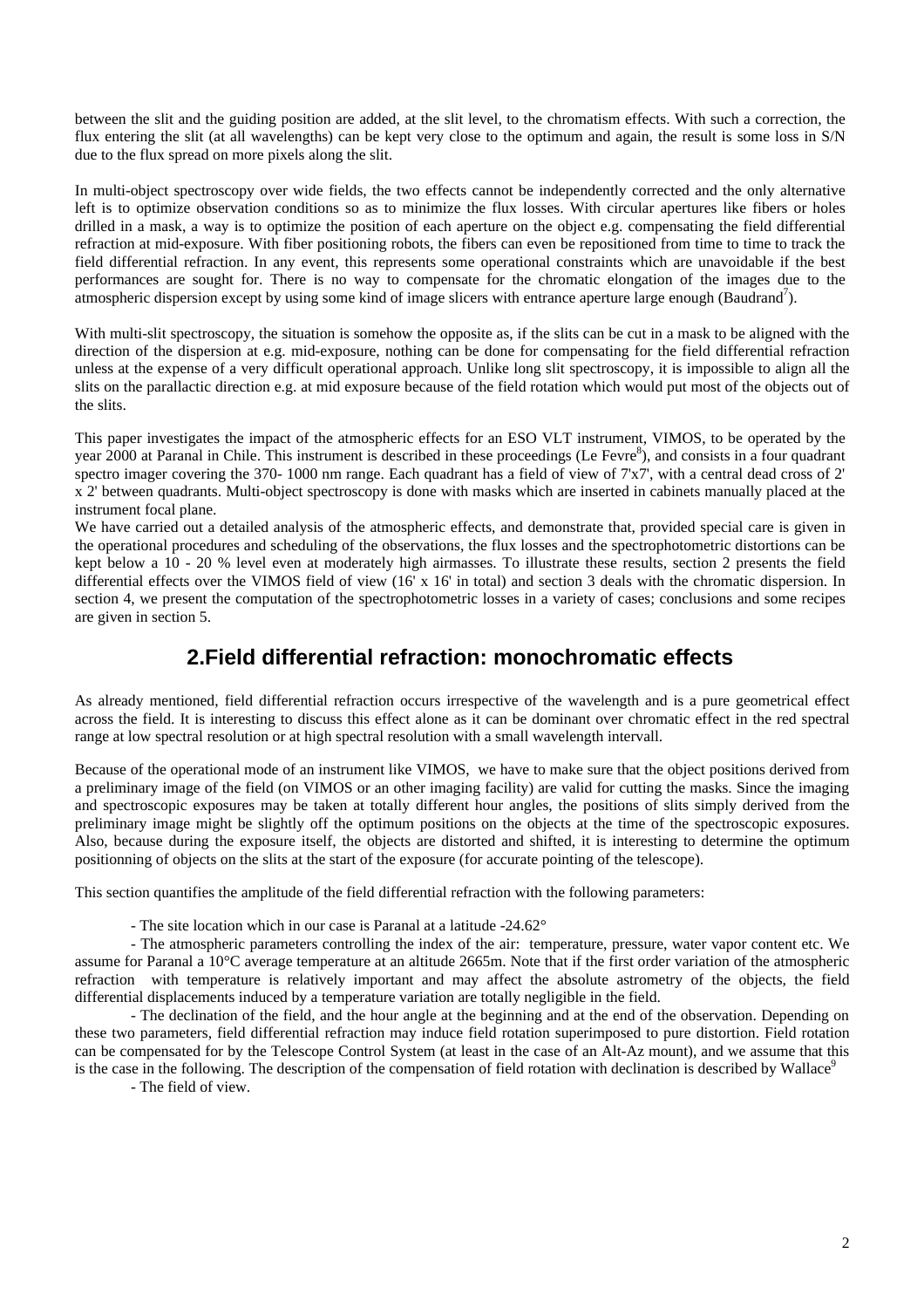between the slit and the guiding position are added, at the slit level, to the chromatism effects. With such a correction, the flux entering the slit (at all wavelengths) can be kept very close to the optimum and again, the result is some loss in S/N due to the flux spread on more pixels along the slit.

In multi-object spectroscopy over wide fields, the two effects cannot be independently corrected and the only alternative left is to optimize observation conditions so as to minimize the flux losses. With circular apertures like fibers or holes drilled in a mask, a way is to optimize the position of each aperture on the object e.g. compensating the field differential refraction at mid-exposure. With fiber positioning robots, the fibers can even be repositioned from time to time to track the field differential refraction. In any event, this represents some operational constraints which are unavoidable if the best performances are sought for. There is no way to compensate for the chromatic elongation of the images due to the atmospheric dispersion except by using some kind of image slicers with entrance aperture large enough (Baudrand[7]).

With multi-slit spectroscopy, the situation is somehow the opposite as, if the slits can be cut in a mask to be aligned with the direction of the dispersion at e.g. mid-exposure, nothing can be done for compensating for the field differential refraction unless at the expense of a very difficult operational approach. Unlike long slit spectroscopy, it is impossible to align all the slits on the parallactic direction e.g. at mid exposure because of the field rotation which would put most of the objects out of the slits.

This paper investigates the impact of the atmospheric effects for an ESO VLT instrument, VIMOS, to be operated by the year 2000 at Paranal in Chile. This instrument is described in these proceedings (Le Fevre[8]), and consists in a four quadrant spectro imager covering the 370- 1000 nm range. Each quadrant has a field of view of 7'x7', with a central dead cross of 2' x 2' between quadrants. Multi-object spectroscopy is done with masks which are inserted in cabinets manually placed at the instrument focal plane.

We have carried out a detailed analysis of the atmospheric effects, and demonstrate that, provided special care is given in the operational procedures and scheduling of the observations, the flux losses and the spectrophotometric distortions can be kept below a 10 - 20 % level even at moderately high airmasses. To illustrate these results, section 2 presents the field differential effects over the VIMOS field of view (16' x 16' in total) and section 3 deals with the chromatic dispersion. In section 4, we present the computation of the spectrophotometric losses in a variety of cases; conclusions and some recipes are given in section 5.

## 2.Field differential refraction: monochromatic effects

As already mentioned, field differential refraction occurs irrespective of the wavelength and is a pure geometrical effect across the field. It is interesting to discuss this effect alone as it can be dominant over chromatic effect in the red spectral range at low spectral resolution or at high spectral resolution with a small wavelength intervall.

Because of the operational mode of an instrument like VIMOS, we have to make sure that the object positions derived from a preliminary image of the field (on VIMOS or an other imaging facility) are valid for cutting the masks. Since the imaging and spectroscopic exposures may be taken at totally different hour angles, the positions of slits simply derived from the preliminary image might be slightly off the optimum positions on the objects at the time of the spectroscopic exposures. Also, because during the exposure itself, the objects are distorted and shifted, it is interesting to determine the optimum positionning of objects on the slits at the start of the exposure (for accurate pointing of the telescope).

This section quantifies the amplitude of the field differential refraction with the following parameters:

- The site location which in our case is Paranal at a latitude -24.62°
- The atmospheric parameters controlling the index of the air: temperature, pressure, water vapor content etc. We assume for Paranal a 10°C average temperature at an altitude 2665m. Note that if the first order variation of the atmospheric refraction with temperature is relatively important and may affect the absolute astrometry of the objects, the field differential displacements induced by a temperature variation are totally negligible in the field.
- The declination of the field, and the hour angle at the beginning and at the end of the observation. Depending on these two parameters, field differential refraction may induce field rotation superimposed to pure distortion. Field rotation can be compensated for by the Telescope Control System (at least in the case of an Alt-Az mount), and we assume that this is the case in the following. The description of the compensation of field rotation with declination is described by Wallace[9]
- The field of view.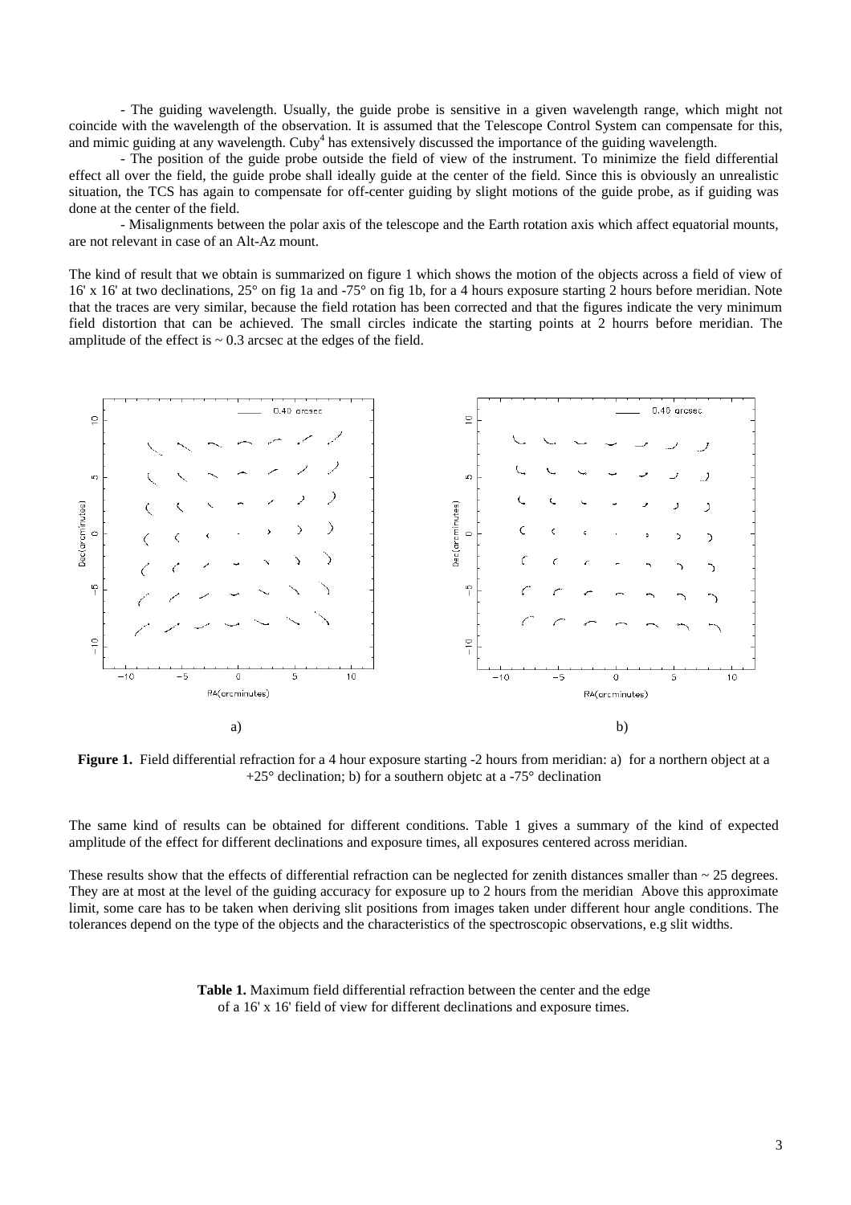- The guiding wavelength. Usually, the guide probe is sensitive in a given wavelength range, which might not coincide with the wavelength of the observation. It is assumed that the Telescope Control System can compensate for this, and mimic guiding at any wavelength. Cuby[4] has extensively discussed the importance of the guiding wavelength.

- The position of the guide probe outside the field of view of the instrument. To minimize the field differential effect all over the field, the guide probe shall ideally guide at the center of the field. Since this is obviously an unrealistic situation, the TCS has again to compensate for off-center guiding by slight motions of the guide probe, as if guiding was done at the center of the field.

- Misalignments between the polar axis of the telescope and the Earth rotation axis which affect equatorial mounts, are not relevant in case of an Alt-Az mount.

The kind of result that we obtain is summarized on figure 1 which shows the motion of the objects across a field of view of 16' x 16' at two declinations, 25° on fig 1a and -75° on fig 1b, for a 4 hours exposure starting 2 hours before meridian. Note that the traces are very similar, because the field rotation has been corrected and that the figures indicate the very minimum field distortion that can be achieved. The small circles indicate the starting points at 2 hourrs before meridian. The amplitude of the effect is ~ 0.3 arcsec at the edges of the field.

**Figure 1.** Field differential refraction for a 4 hour exposure starting -2 hours from meridian: a) for a northern object at a +25° declination; b) for a southern objetc at a -75° declination

The same kind of results can be obtained for different conditions. Table 1 gives a summary of the kind of expected amplitude of the effect for different declinations and exposure times, all exposures centered across meridian.

These results show that the effects of differential refraction can be neglected for zenith distances smaller than ~ 25 degrees. They are at most at the level of the guiding accuracy for exposure up to 2 hours from the meridian Above this approximate limit, some care has to be taken when deriving slit positions from images taken under different hour angle conditions. The tolerances depend on the type of the objects and the characteristics of the spectroscopic observations, e.g slit widths.

**Table 1.** Maximum field differential refraction between the center and the edge of a 16' x 16' field of view for different declinations and exposure times.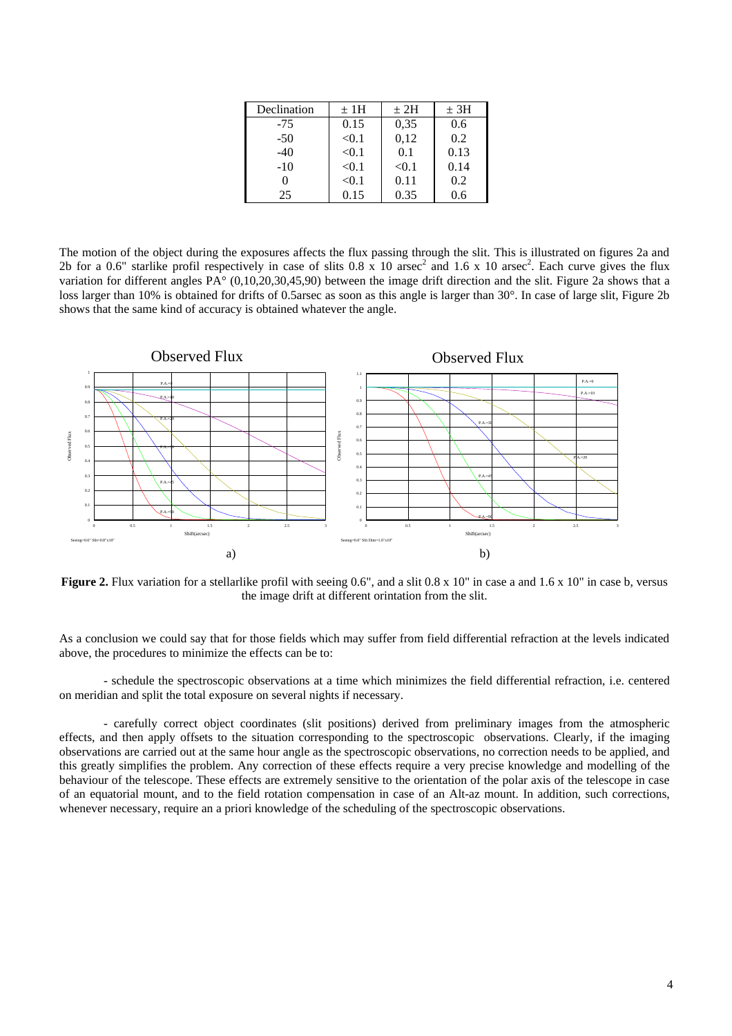| Declination | ± 1H | ± 2H | ± 3H |
|---|---|---|---|
| -75 | 0.15 | 0,35 | 0.6 |
| -50 | <0.1 | 0,12 | 0.2 |
| -40 | <0.1 | 0.1 | 0.13 |
| -10 | <0.1 | <0.1 | 0.14 |
| 0 | <0.1 | 0.11 | 0.2 |
| 25 | 0.15 | 0.35 | 0.6 |

The motion of the object during the exposures affects the flux passing through the slit. This is illustrated on figures 2a and 2b for a 0.6" starlike profil respectively in case of slits 0.8 x 10 $arsec^2$ and 1.6 x 10 $arsec^2$. Each curve gives the flux variation for different angles PA° (0,10,20,30,45,90) between the image drift direction and the slit. Figure 2a shows that a loss larger than 10% is obtained for drifts of 0.5arsec as soon as this angle is larger than 30°. In case of large slit, Figure 2b shows that the same kind of accuracy is obtained whatever the angle.

**Figure 2.** Flux variation for a stellarlike profil with seeing 0.6", and a slit 0.8 x 10" in case a and 1.6 x 10" in case b, versus the image drift at different orintation from the slit.

As a conclusion we could say that for those fields which may suffer from field differential refraction at the levels indicated above, the procedures to minimize the effects can be to:

- schedule the spectroscopic observations at a time which minimizes the field differential refraction, i.e. centered on meridian and split the total exposure on several nights if necessary.

- carefully correct object coordinates (slit positions) derived from preliminary images from the atmospheric effects, and then apply offsets to the situation corresponding to the spectroscopic observations. Clearly, if the imaging observations are carried out at the same hour angle as the spectroscopic observations, no correction needs to be applied, and this greatly simplifies the problem. Any correction of these effects require a very precise knowledge and modelling of the behaviour of the telescope. These effects are extremely sensitive to the orientation of the polar axis of the telescope in case of an equatorial mount, and to the field rotation compensation in case of an Alt-az mount. In addition, such corrections, whenever necessary, require an a priori knowledge of the scheduling of the spectroscopic observations.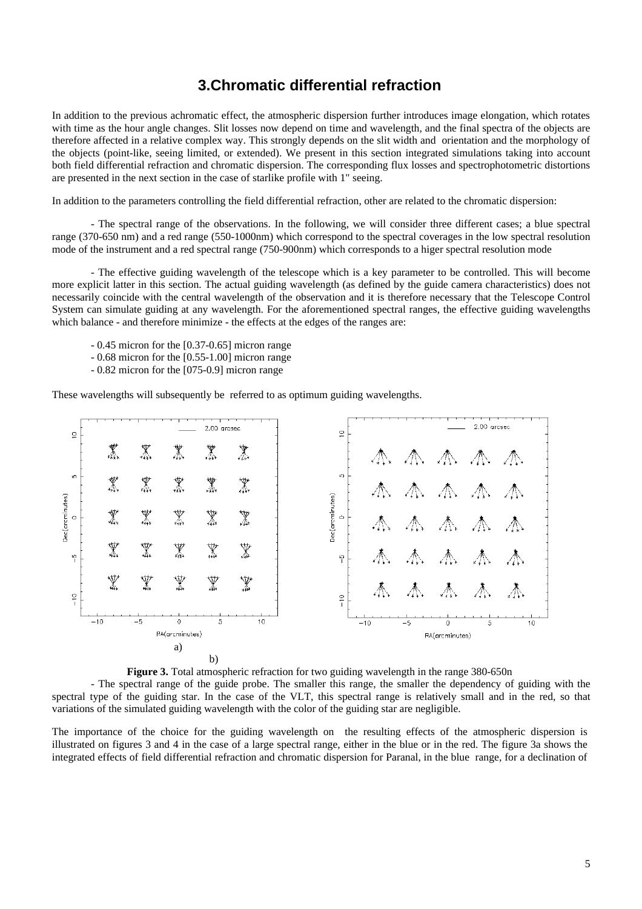# 3.Chromatic differential refraction

In addition to the previous achromatic effect, the atmospheric dispersion further introduces image elongation, which rotates with time as the hour angle changes. Slit losses now depend on time and wavelength, and the final spectra of the objects are therefore affected in a relative complex way. This strongly depends on the slit width and orientation and the morphology of the objects (point-like, seeing limited, or extended). We present in this section integrated simulations taking into account both field differential refraction and chromatic dispersion. The corresponding flux losses and spectrophotometric distortions are presented in the next section in the case of starlike profile with 1" seeing.

In addition to the parameters controlling the field differential refraction, other are related to the chromatic dispersion:

- The spectral range of the observations. In the following, we will consider three different cases; a blue spectral range (370-650 nm) and a red range (550-1000nm) which correspond to the spectral coverages in the low spectral resolution mode of the instrument and a red spectral range (750-900nm) which corresponds to a higer spectral resolution mode

- The effective guiding wavelength of the telescope which is a key parameter to be controlled. This will become more explicit latter in this section. The actual guiding wavelength (as defined by the guide camera characteristics) does not necessarily coincide with the central wavelength of the observation and it is therefore necessary that the Telescope Control System can simulate guiding at any wavelength. For the aforementioned spectral ranges, the effective guiding wavelengths which balance - and therefore minimize - the effects at the edges of the ranges are:

- 0.45 micron for the [0.37-0.65] micron range
- 0.68 micron for the [0.55-1.00] micron range
- 0.82 micron for the [075-0.9] micron range

These wavelengths will subsequently be referred to as optimum guiding wavelengths.

a) b)

**Figure 3.** Total atmospheric refraction for two guiding wavelength in the range 380-650n

- The spectral range of the guide probe. The smaller this range, the smaller the dependency of guiding with the spectral type of the guiding star. In the case of the VLT, this spectral range is relatively small and in the red, so that variations of the simulated guiding wavelength with the color of the guiding star are negligible.

The importance of the choice for the guiding wavelength on the resulting effects of the atmospheric dispersion is illustrated on figures 3 and 4 in the case of a large spectral range, either in the blue or in the red. The figure 3a shows the integrated effects of field differential refraction and chromatic dispersion for Paranal, in the blue range, for a declination of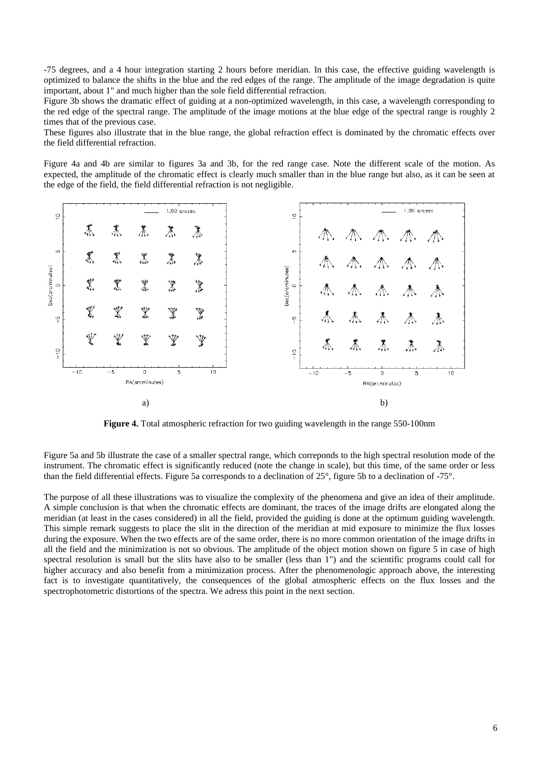-75 degrees, and a 4 hour integration starting 2 hours before meridian. In this case, the effective guiding wavelength is optimized to balance the shifts in the blue and the red edges of the range. The amplitude of the image degradation is quite important, about 1" and much higher than the sole field differential refraction.

Figure 3b shows the dramatic effect of guiding at a non-optimized wavelength, in this case, a wavelength corresponding to the red edge of the spectral range. The amplitude of the image motions at the blue edge of the spectral range is roughly 2 times that of the previous case.

These figures also illustrate that in the blue range, the global refraction effect is dominated by the chromatic effects over the field differential refraction.

Figure 4a and 4b are similar to figures 3a and 3b, for the red range case. Note the different scale of the motion. As expected, the amplitude of the chromatic effect is clearly much smaller than in the blue range but also, as it can be seen at the edge of the field, the field differential refraction is not negligible.

**Figure 4.** Total atmospheric refraction for two guiding wavelength in the range 550-100nm

Figure 5a and 5b illustrate the case of a smaller spectral range, which correponds to the high spectral resolution mode of the instrument. The chromatic effect is significantly reduced (note the change in scale), but this time, of the same order or less than the field differential effects. Figure 5a corresponds to a declination of 25°, figure 5b to a declination of -75°.

The purpose of all these illustrations was to visualize the complexity of the phenomena and give an idea of their amplitude. A simple conclusion is that when the chromatic effects are dominant, the traces of the image drifts are elongated along the meridian (at least in the cases considered) in all the field, provided the guiding is done at the optimum guiding wavelength. This simple remark suggests to place the slit in the direction of the meridian at mid exposure to minimize the flux losses during the exposure. When the two effects are of the same order, there is no more common orientation of the image drifts in all the field and the minimization is not so obvious. The amplitude of the object motion shown on figure 5 in case of high spectral resolution is small but the slits have also to be smaller (less than 1") and the scientific programs could call for higher accuracy and also benefit from a minimization process. After the phenomenologic approach above, the interesting fact is to investigate quantitatively, the consequences of the global atmospheric effects on the flux losses and the spectrophotometric distortions of the spectra. We adress this point in the next section.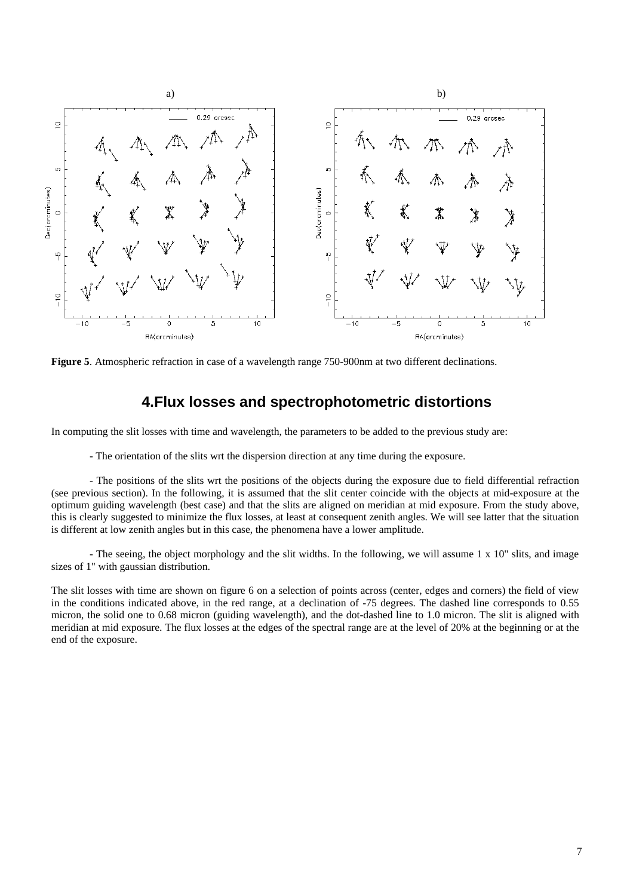**Figure 5**. Atmospheric refraction in case of a wavelength range 750-900nm at two different declinations.

## 4.Flux losses and spectrophotometric distortions

In computing the slit losses with time and wavelength, the parameters to be added to the previous study are:

- The orientation of the slits wrt the dispersion direction at any time during the exposure.

- The positions of the slits wrt the positions of the objects during the exposure due to field differential refraction (see previous section). In the following, it is assumed that the slit center coincide with the objects at mid-exposure at the optimum guiding wavelength (best case) and that the slits are aligned on meridian at mid exposure. From the study above, this is clearly suggested to minimize the flux losses, at least at consequent zenith angles. We will see latter that the situation is different at low zenith angles but in this case, the phenomena have a lower amplitude.

- The seeing, the object morphology and the slit widths. In the following, we will assume 1 x 10" slits, and image sizes of 1" with gaussian distribution.

The slit losses with time are shown on figure 6 on a selection of points across (center, edges and corners) the field of view in the conditions indicated above, in the red range, at a declination of -75 degrees. The dashed line corresponds to 0.55 micron, the solid one to 0.68 micron (guiding wavelength), and the dot-dashed line to 1.0 micron. The slit is aligned with meridian at mid exposure. The flux losses at the edges of the spectral range are at the level of 20% at the beginning or at the end of the exposure.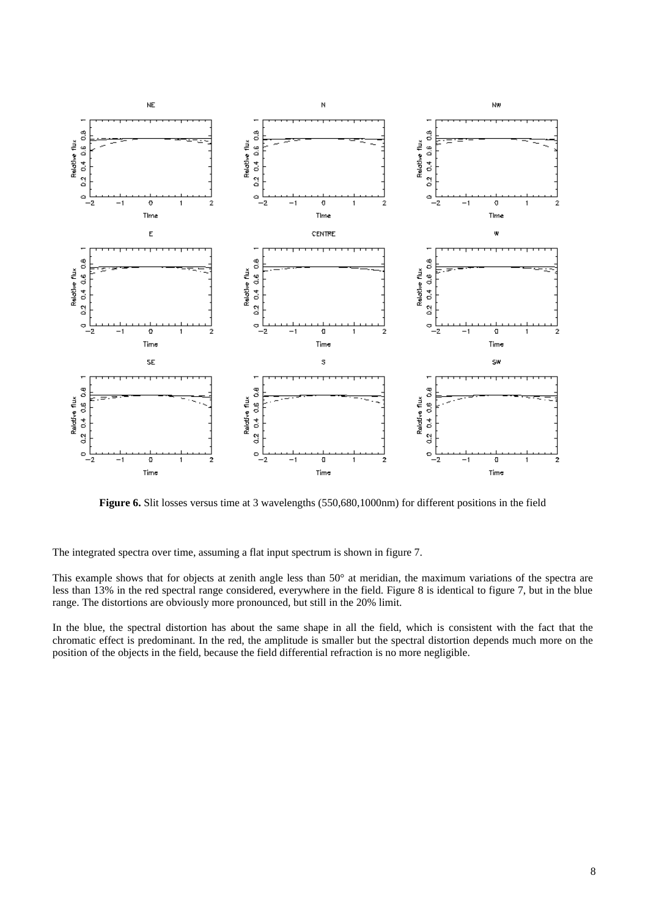**Figure 6.** Slit losses versus time at 3 wavelengths (550,680,1000nm) for different positions in the field

The integrated spectra over time, assuming a flat input spectrum is shown in figure 7.

This example shows that for objects at zenith angle less than 50° at meridian, the maximum variations of the spectra are less than 13% in the red spectral range considered, everywhere in the field. Figure 8 is identical to figure 7, but in the blue range. The distortions are obviously more pronounced, but still in the 20% limit.

In the blue, the spectral distortion has about the same shape in all the field, which is consistent with the fact that the chromatic effect is predominant. In the red, the amplitude is smaller but the spectral distortion depends much more on the position of the objects in the field, because the field differential refraction is no more negligible.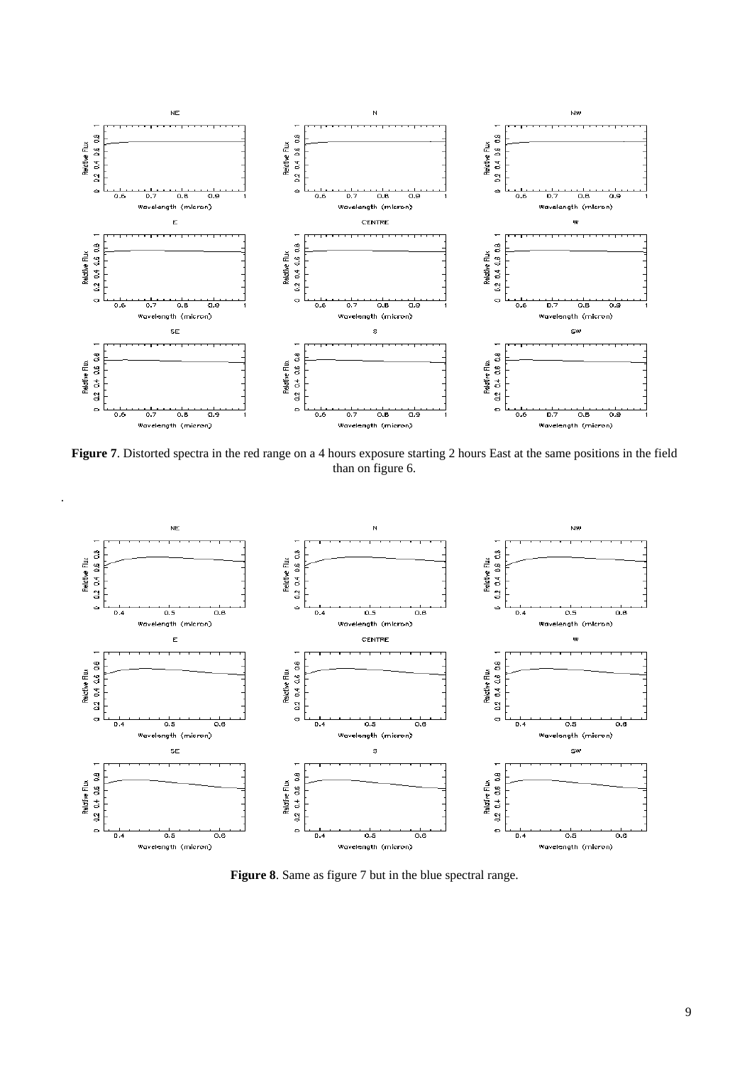**Figure 7**. Distorted spectra in the red range on a 4 hours exposure starting 2 hours East at the same positions in the field than on figure 6.

.

**Figure 8**. Same as figure 7 but in the blue spectral range.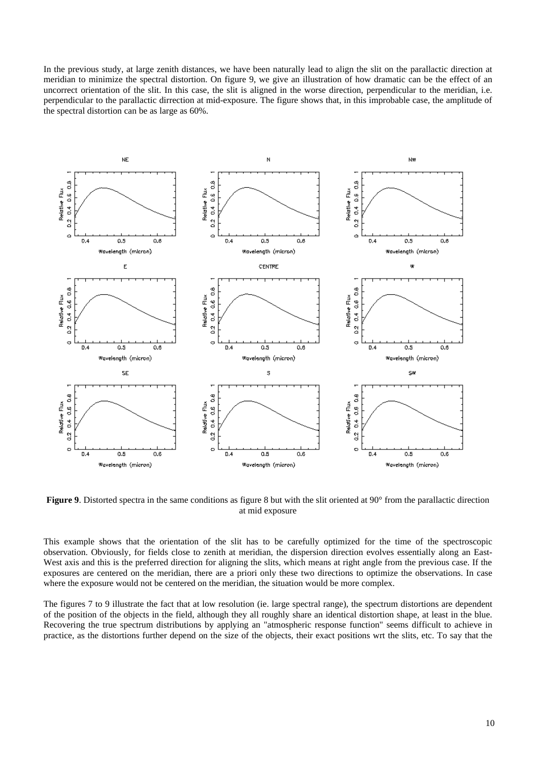In the previous study, at large zenith distances, we have been naturally lead to align the slit on the parallactic direction at meridian to minimize the spectral distortion. On figure 9, we give an illustration of how dramatic can be the effect of an uncorrect orientation of the slit. In this case, the slit is aligned in the worse direction, perpendicular to the meridian, i.e. perpendicular to the parallactic dirrection at mid-exposure. The figure shows that, in this improbable case, the amplitude of the spectral distortion can be as large as 60%.

**Figure 9**. Distorted spectra in the same conditions as figure 8 but with the slit oriented at 90° from the parallactic direction at mid exposure

This example shows that the orientation of the slit has to be carefully optimized for the time of the spectroscopic observation. Obviously, for fields close to zenith at meridian, the dispersion direction evolves essentially along an East-West axis and this is the preferred direction for aligning the slits, which means at right angle from the previous case. If the exposures are centered on the meridian, there are a priori only these two directions to optimize the observations. In case where the exposure would not be centered on the meridian, the situation would be more complex.

The figures 7 to 9 illustrate the fact that at low resolution (ie. large spectral range), the spectrum distortions are dependent of the position of the objects in the field, although they all roughly share an identical distortion shape, at least in the blue. Recovering the true spectrum distributions by applying an "atmospheric response function" seems difficult to achieve in practice, as the distortions further depend on the size of the objects, their exact positions wrt the slits, etc. To say that the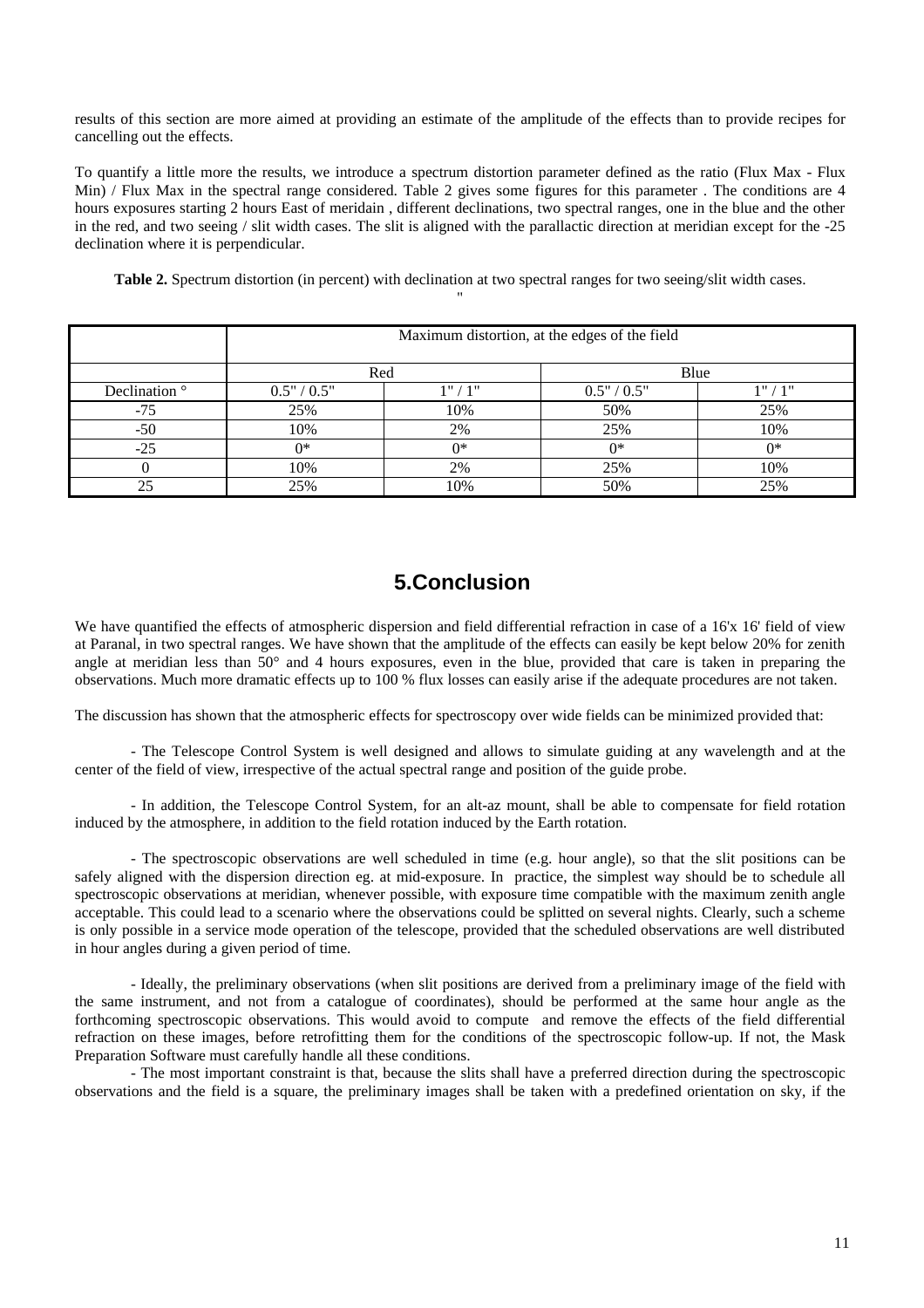results of this section are more aimed at providing an estimate of the amplitude of the effects than to provide recipes for cancelling out the effects.

To quantify a little more the results, we introduce a spectrum distortion parameter defined as the ratio (Flux Max - Flux Min) / Flux Max in the spectral range considered. Table 2 gives some figures for this parameter . The conditions are 4 hours exposures starting 2 hours East of meridain , different declinations, two spectral ranges, one in the blue and the other in the red, and two seeing / slit width cases. The slit is aligned with the parallactic direction at meridian except for the -25 declination where it is perpendicular.

**Table 2.** Spectrum distortion (in percent) with declination at two spectral ranges for two seeing/slit width cases.

| | Maximum distortion, at the edges of the field | | | |
|---|---|---|---|---|
| | Red | | Blue | |
| Declination ° | 0.5" / 0.5" | 1" / 1" | 0.5" / 0.5" | 1" / 1" |
| -75 | 25% | 10% | 50% | 25% |
| -50 | 10% | 2% | 25% | 10% |
| -25 | 0* | 0* | 0* | 0* |
| 0 | 10% | 2% | 25% | 10% |
| 25 | 25% | 10% | 50% | 25% |

# 5.Conclusion

We have quantified the effects of atmospheric dispersion and field differential refraction in case of a 16'x 16' field of view at Paranal, in two spectral ranges. We have shown that the amplitude of the effects can easily be kept below 20% for zenith angle at meridian less than 50° and 4 hours exposures, even in the blue, provided that care is taken in preparing the observations. Much more dramatic effects up to 100 % flux losses can easily arise if the adequate procedures are not taken.

The discussion has shown that the atmospheric effects for spectroscopy over wide fields can be minimized provided that:

- The Telescope Control System is well designed and allows to simulate guiding at any wavelength and at the center of the field of view, irrespective of the actual spectral range and position of the guide probe.

- In addition, the Telescope Control System, for an alt-az mount, shall be able to compensate for field rotation induced by the atmosphere, in addition to the field rotation induced by the Earth rotation.

- The spectroscopic observations are well scheduled in time (e.g. hour angle), so that the slit positions can be safely aligned with the dispersion direction eg. at mid-exposure. In practice, the simplest way should be to schedule all spectroscopic observations at meridian, whenever possible, with exposure time compatible with the maximum zenith angle acceptable. This could lead to a scenario where the observations could be splitted on several nights. Clearly, such a scheme is only possible in a service mode operation of the telescope, provided that the scheduled observations are well distributed in hour angles during a given period of time.

- Ideally, the preliminary observations (when slit positions are derived from a preliminary image of the field with the same instrument, and not from a catalogue of coordinates), should be performed at the same hour angle as the forthcoming spectroscopic observations. This would avoid to compute and remove the effects of the field differential refraction on these images, before retrofitting them for the conditions of the spectroscopic follow-up. If not, the Mask Preparation Software must carefully handle all these conditions.

- The most important constraint is that, because the slits shall have a preferred direction during the spectroscopic observations and the field is a square, the preliminary images shall be taken with a predefined orientation on sky, if the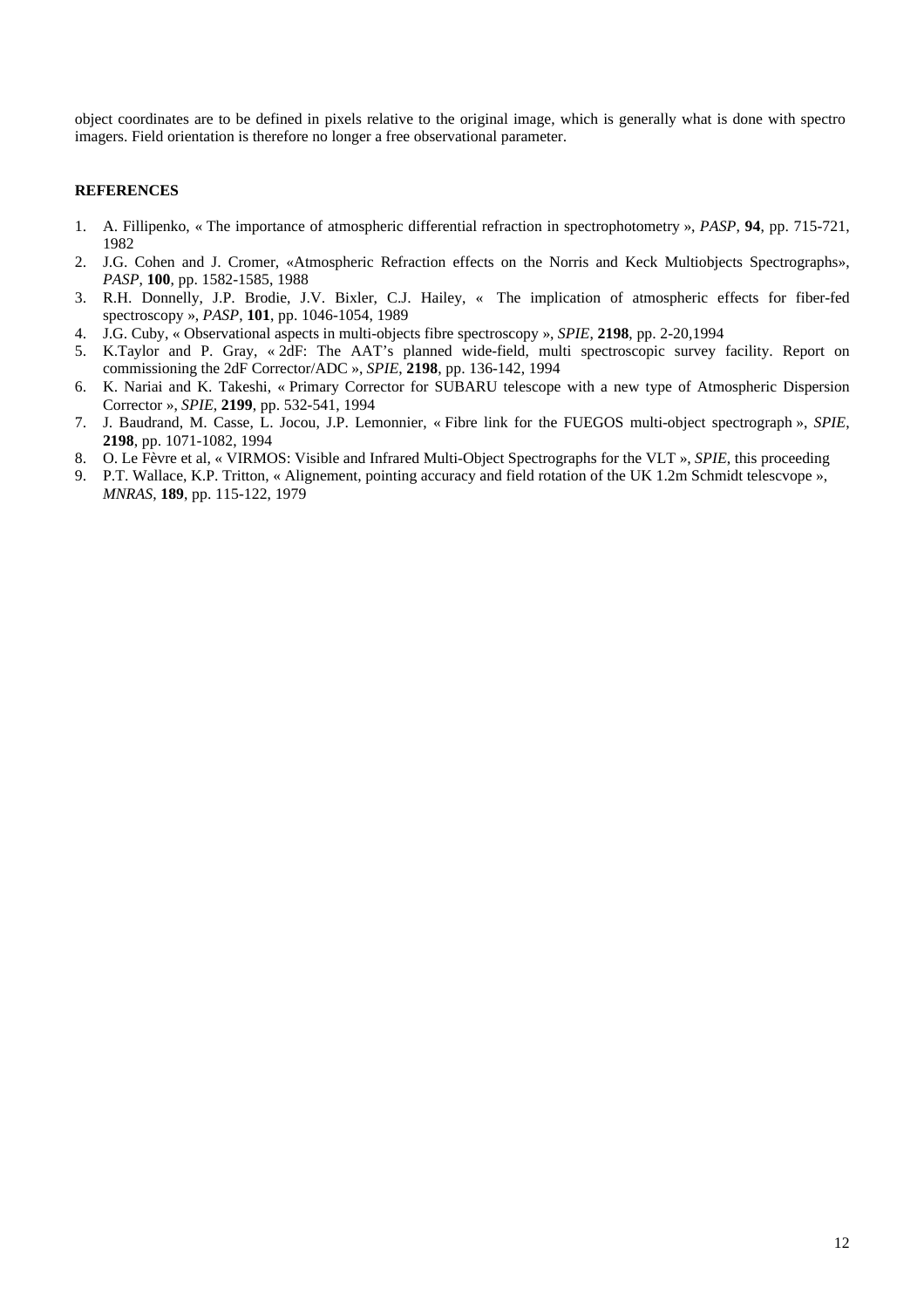object coordinates are to be defined in pixels relative to the original image, which is generally what is done with spectro imagers. Field orientation is therefore no longer a free observational parameter.

**REFERENCES**

1. A. Fillipenko, « The importance of atmospheric differential refraction in spectrophotometry », *PASP*, **94**, pp. 715-721, 1982
2. J.G. Cohen and J. Cromer, «Atmospheric Refraction effects on the Norris and Keck Multiobjects Spectrographs», *PASP*, **100**, pp. 1582-1585, 1988
3. R.H. Donnelly, J.P. Brodie, J.V. Bixler, C.J. Hailey, « The implication of atmospheric effects for fiber-fed spectroscopy », *PASP*, **101**, pp. 1046-1054, 1989
4. J.G. Cuby, « Observational aspects in multi-objects fibre spectroscopy », *SPIE*, **2198**, pp. 2-20,1994
5. K.Taylor and P. Gray, « 2dF: The AAT's planned wide-field, multi spectroscopic survey facility. Report on commissioning the 2dF Corrector/ADC », *SPIE*, **2198**, pp. 136-142, 1994
6. K. Nariai and K. Takeshi, « Primary Corrector for SUBARU telescope with a new type of Atmospheric Dispersion Corrector », *SPIE*, **2199**, pp. 532-541, 1994
7. J. Baudrand, M. Casse, L. Jocou, J.P. Lemonnier, « Fibre link for the FUEGOS multi-object spectrograph », *SPIE*, **2198**, pp. 1071-1082, 1994
8. O. Le Fèvre et al, « VIRMOS: Visible and Infrared Multi-Object Spectrographs for the VLT », *SPIE*, this proceeding
9. P.T. Wallace, K.P. Tritton, « Alignement, pointing accuracy and field rotation of the UK 1.2m Schmidt telescvope », *MNRAS*, **189**, pp. 115-122, 1979